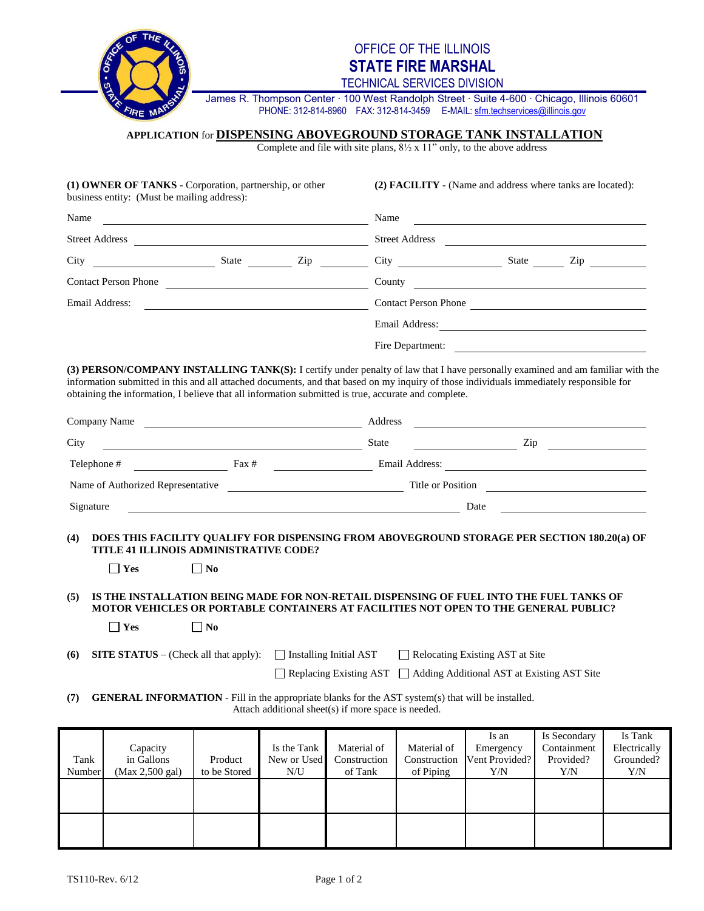# OFFICE OF THE ILLINOIS
# STATE FIRE MARSHAL
## TECHNICAL SERVICES DIVISION

James R. Thompson Center · 100 West Randolph Street · Suite 4-600 · Chicago, Illinois 60601
PHONE: 312-814-8960 FAX: 312-814-3459 E-MAIL: sfm.techservices@illinois.gov

## APPLICATION for DISPENSING ABOVEGROUND STORAGE TANK INSTALLATION

Complete and file with site plans, 8½ x 11" only, to the above address

**(1) OWNER OF TANKS** - Corporation, partnership, or other business entity: (Must be mailing address):

Name ______________________

Street Address ______________________

City ____________ State ______ Zip ______

Contact Person Phone ______________________

Email Address: ______________________

**(2) FACILITY** - (Name and address where tanks are located):

Name ______________________

Street Address ______________________

City ____________ State ______ Zip ______

County ______________________

Contact Person Phone ______________________

Email Address: ______________________

Fire Department: ______________________

**(3) PERSON/COMPANY INSTALLING TANK(S):** I certify under penalty of law that I have personally examined and am familiar with the information submitted in this and all attached documents, and that based on my inquiry of those individuals immediately responsible for obtaining the information, I believe that all information submitted is true, accurate and complete.

Company Name ______________________ Address ______________________

City ______________________ State ______ Zip ______

Telephone # ____________ Fax # ____________ Email Address: ______________________

Name of Authorized Representative ______________________ Title or Position ______________________

Signature ______________________ Date ______________________

**(4) DOES THIS FACILITY QUALIFY FOR DISPENSING FROM ABOVEGROUND STORAGE PER SECTION 180.20(a) OF TITLE 41 ILLINOIS ADMINISTRATIVE CODE?**

☐ **Yes** ☐ **No**

**(5) IS THE INSTALLATION BEING MADE FOR NON-RETAIL DISPENSING OF FUEL INTO THE FUEL TANKS OF MOTOR VEHICLES OR PORTABLE CONTAINERS AT FACILITIES NOT OPEN TO THE GENERAL PUBLIC?**

☐ **Yes** ☐ **No**

**(6) SITE STATUS** – (Check all that apply): ☐ Installing Initial AST ☐ Relocating Existing AST at Site ☐ Replacing Existing AST ☐ Adding Additional AST at Existing AST Site

**(7) GENERAL INFORMATION** - Fill in the appropriate blanks for the AST system(s) that will be installed. Attach additional sheet(s) if more space is needed.

| Tank Number | Capacity in Gallons (Max 2,500 gal) | Product to be Stored | Is the Tank New or Used N/U | Material of Construction of Tank | Material of Construction of Piping | Is an Emergency Vent Provided? Y/N | Is Secondary Containment Provided? Y/N | Is Tank Electrically Grounded? Y/N |
|---|---|---|---|---|---|---|---|---|
| | | | | | | | | |
| | | | | | | | | |

TS110-Rev. 6/12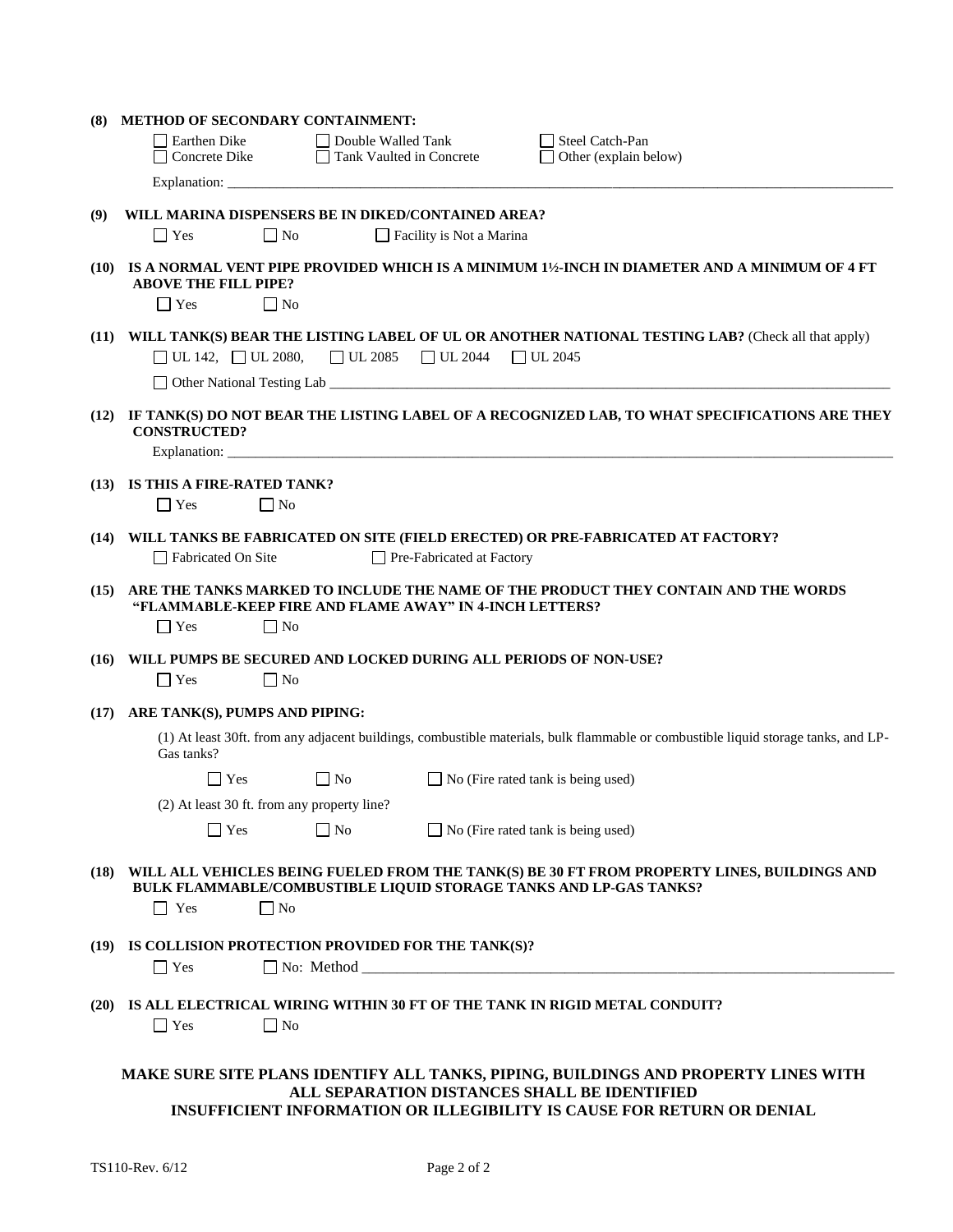**(8) METHOD OF SECONDARY CONTAINMENT:**

☐ Earthen Dike ☐ Double Walled Tank ☐ Steel Catch-Pan
☐ Concrete Dike ☐ Tank Vaulted in Concrete ☐ Other (explain below)

Explanation: ____________________________________________________________

**(9) WILL MARINA DISPENSERS BE IN DIKED/CONTAINED AREA?**

☐ Yes ☐ No ☐ Facility is Not a Marina

**(10) IS A NORMAL VENT PIPE PROVIDED WHICH IS A MINIMUM 1½-INCH IN DIAMETER AND A MINIMUM OF 4 FT ABOVE THE FILL PIPE?**

☐ Yes ☐ No

**(11) WILL TANK(S) BEAR THE LISTING LABEL OF UL OR ANOTHER NATIONAL TESTING LAB?** (Check all that apply)

☐ UL 142, ☐ UL 2080, ☐ UL 2085 ☐ UL 2044 ☐ UL 2045

☐ Other National Testing Lab ____________________________________________________________

**(12) IF TANK(S) DO NOT BEAR THE LISTING LABEL OF A RECOGNIZED LAB, TO WHAT SPECIFICATIONS ARE THEY CONSTRUCTED?**

Explanation: ____________________________________________________________

**(13) IS THIS A FIRE-RATED TANK?**

☐ Yes ☐ No

**(14) WILL TANKS BE FABRICATED ON SITE (FIELD ERECTED) OR PRE-FABRICATED AT FACTORY?**

☐ Fabricated On Site ☐ Pre-Fabricated at Factory

**(15) ARE THE TANKS MARKED TO INCLUDE THE NAME OF THE PRODUCT THEY CONTAIN AND THE WORDS "FLAMMABLE-KEEP FIRE AND FLAME AWAY" IN 4-INCH LETTERS?**

☐ Yes ☐ No

**(16) WILL PUMPS BE SECURED AND LOCKED DURING ALL PERIODS OF NON-USE?**

☐ Yes ☐ No

**(17) ARE TANK(S), PUMPS AND PIPING:**

(1) At least 30ft. from any adjacent buildings, combustible materials, bulk flammable or combustible liquid storage tanks, and LP-Gas tanks?

☐ Yes ☐ No ☐ No (Fire rated tank is being used)

(2) At least 30 ft. from any property line?

☐ Yes ☐ No ☐ No (Fire rated tank is being used)

**(18) WILL ALL VEHICLES BEING FUELED FROM THE TANK(S) BE 30 FT FROM PROPERTY LINES, BUILDINGS AND BULK FLAMMABLE/COMBUSTIBLE LIQUID STORAGE TANKS AND LP-GAS TANKS?**

☐ Yes ☐ No

**(19) IS COLLISION PROTECTION PROVIDED FOR THE TANK(S)?**

☐ Yes ☐ No: Method ____________________________________________________________

**(20) IS ALL ELECTRICAL WIRING WITHIN 30 FT OF THE TANK IN RIGID METAL CONDUIT?**

☐ Yes ☐ No

**MAKE SURE SITE PLANS IDENTIFY ALL TANKS, PIPING, BUILDINGS AND PROPERTY LINES WITH ALL SEPARATION DISTANCES SHALL BE IDENTIFIED**
**INSUFFICIENT INFORMATION OR ILLEGIBILITY IS CAUSE FOR RETURN OR DENIAL**

TS110-Rev. 6/12